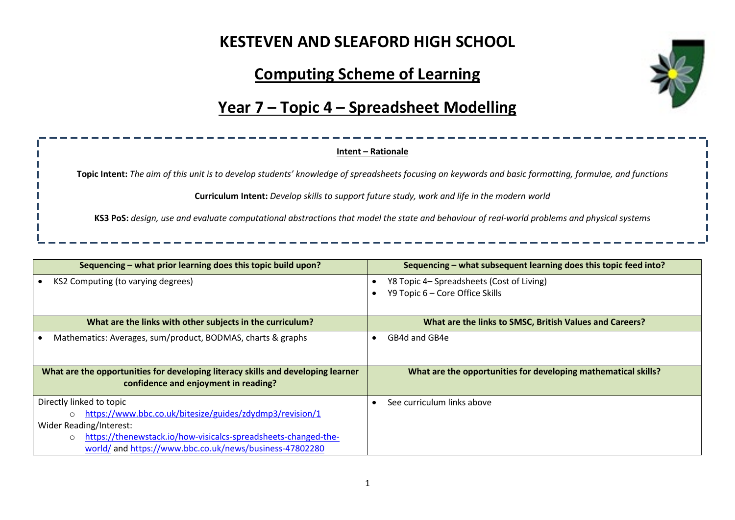# KESTEVEN AND SLEAFORD HIGH SCHOOL

## Computing Scheme of Learning

## Year 7 – Topic 4 – Spreadsheet Modelling

**Intent – Rationale**

**Topic Intent:** *The aim of this unit is to develop students' knowledge of spreadsheets focusing on keywords and basic formatting, formulae, and functions*

**Curriculum Intent:** *Develop skills to support future study, work and life in the modern world*

**KS3 PoS:** *design, use and evaluate computational abstractions that model the state and behaviour of real-world problems and physical systems*

| Sequencing – what prior learning does this topic build upon? | Sequencing – what subsequent learning does this topic feed into? |
|---|---|
| • KS2 Computing (to varying degrees) | • Y8 Topic 4– Spreadsheets (Cost of Living)<br>• Y9 Topic 6 – Core Office Skills |
| **What are the links with other subjects in the curriculum?** | **What are the links to SMSC, British Values and Careers?** |
| • Mathematics: Averages, sum/product, BODMAS, charts & graphs | • GB4d and GB4e |
| **What are the opportunities for developing literacy skills and developing learner confidence and enjoyment in reading?** | **What are the opportunities for developing mathematical skills?** |
| Directly linked to topic<br>○ https://www.bbc.co.uk/bitesize/guides/zdydmp3/revision/1<br>Wider Reading/Interest:<br>○ https://thenewstack.io/how-visicalcs-spreadsheets-changed-the-world/ and https://www.bbc.co.uk/news/business-47802280 | • See curriculum links above |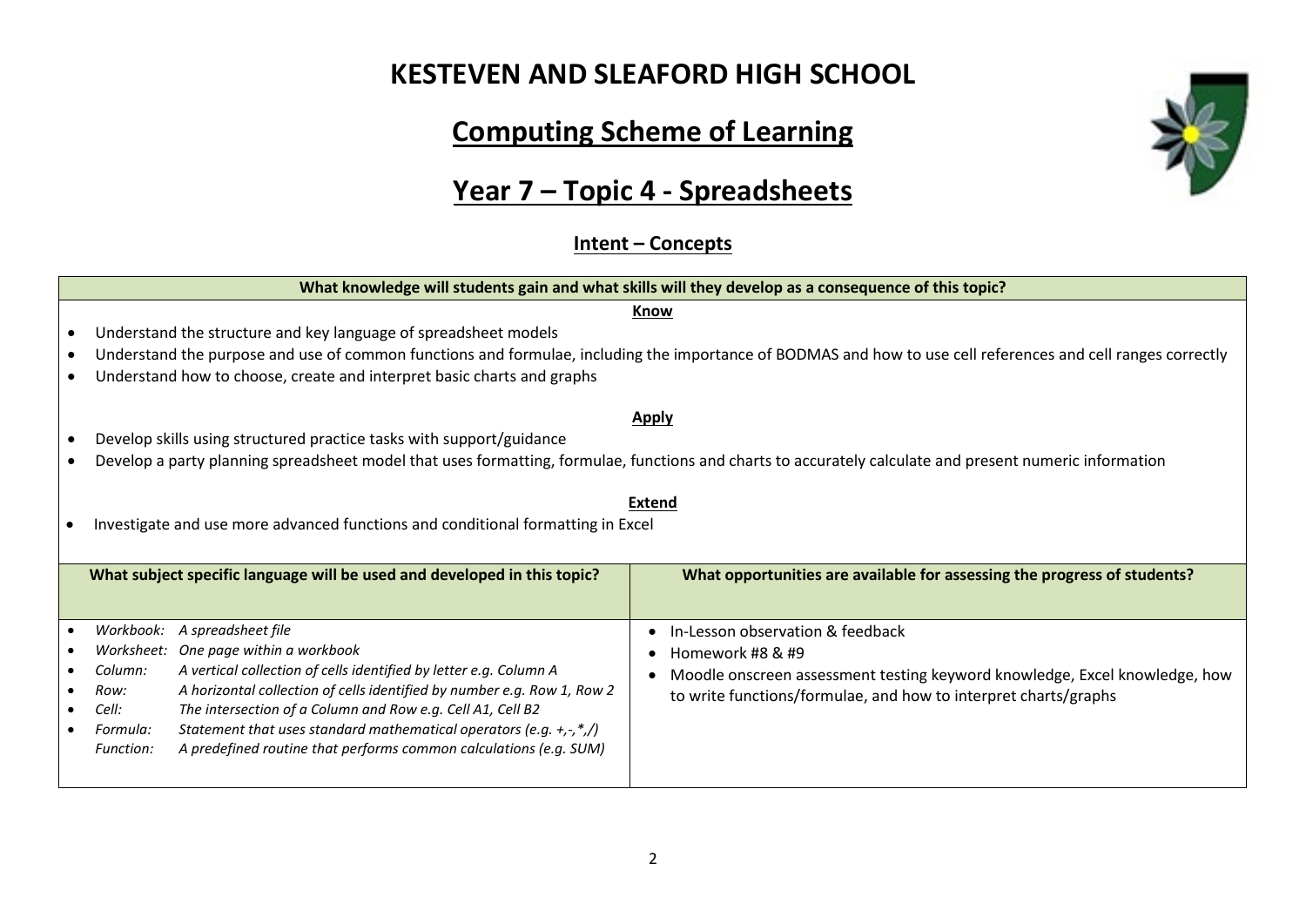# KESTEVEN AND SLEAFORD HIGH SCHOOL

## Computing Scheme of Learning

## Year 7 – Topic 4 - Spreadsheets

### Intent – Concepts

| What knowledge will students gain and what skills will they develop as a consequence of this topic? |
| --- |
| **Know**<br>• Understand the structure and key language of spreadsheet models<br>• Understand the purpose and use of common functions and formulae, including the importance of BODMAS and how to use cell references and cell ranges correctly<br>• Understand how to choose, create and interpret basic charts and graphs<br><br>**Apply**<br>• Develop skills using structured practice tasks with support/guidance<br>• Develop a party planning spreadsheet model that uses formatting, formulae, functions and charts to accurately calculate and present numeric information<br><br>**Extend**<br>• Investigate and use more advanced functions and conditional formatting in Excel |

| What subject specific language will be used and developed in this topic? | What opportunities are available for assessing the progress of students? |
| --- | --- |
| • *Workbook: A spreadsheet file*<br>• *Worksheet: One page within a workbook*<br>• *Column: A vertical collection of cells identified by letter e.g. Column A*<br>• *Row: A horizontal collection of cells identified by number e.g. Row 1, Row 2*<br>• *Cell: The intersection of a Column and Row e.g. Cell A1, Cell B2*<br>• *Formula: Statement that uses standard mathematical operators (e.g. +,-,*,/)*<br>*Function: A predefined routine that performs common calculations (e.g. SUM)* | • In-Lesson observation & feedback<br>• Homework #8 & #9<br>• Moodle onscreen assessment testing keyword knowledge, Excel knowledge, how to write functions/formulae, and how to interpret charts/graphs |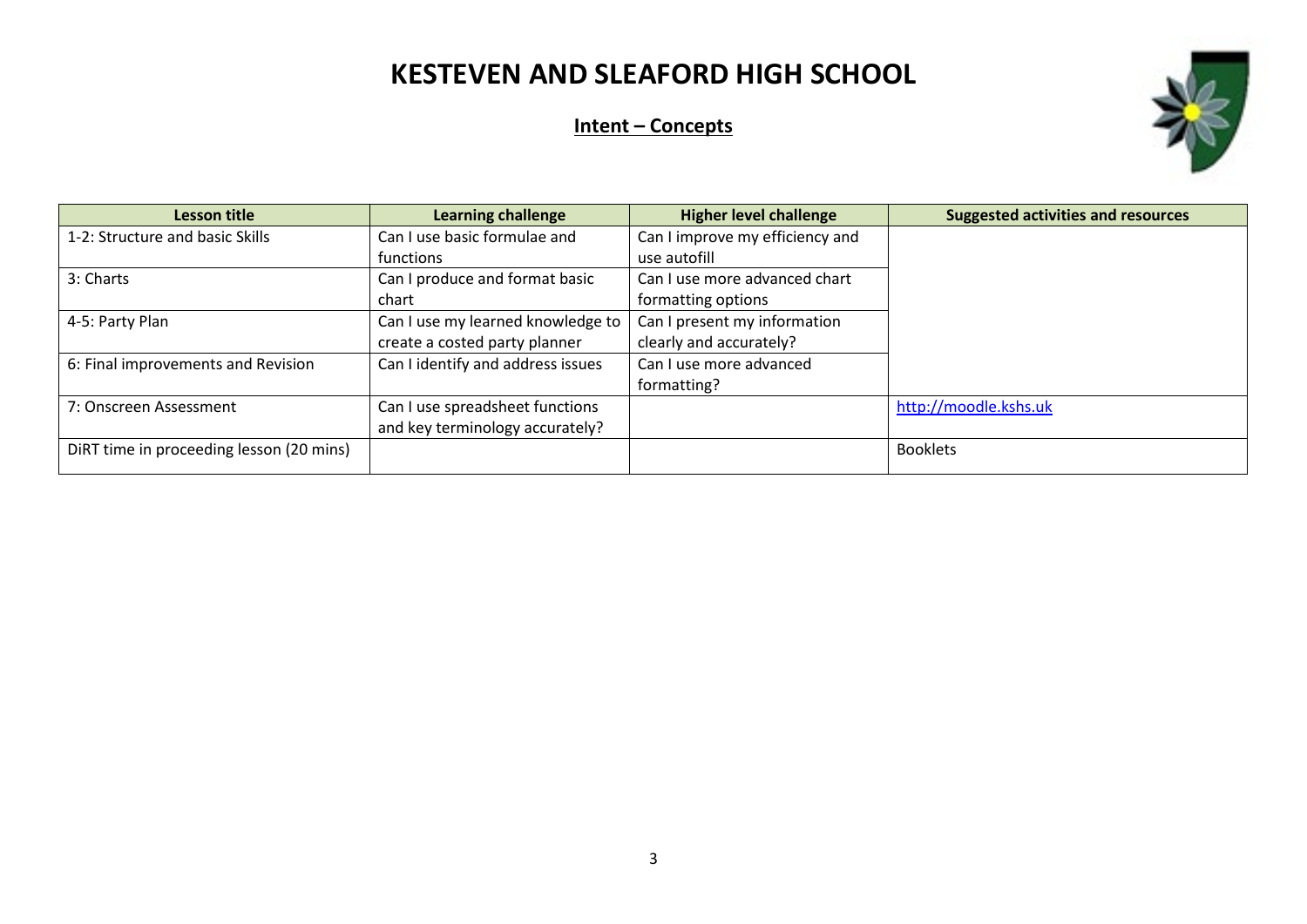# KESTEVEN AND SLEAFORD HIGH SCHOOL

## Intent – Concepts

| Lesson title | Learning challenge | Higher level challenge | Suggested activities and resources |
|---|---|---|---|
| 1-2: Structure and basic Skills | Can I use basic formulae and functions | Can I improve my efficiency and use autofill | |
| 3: Charts | Can I produce and format basic chart | Can I use more advanced chart formatting options | |
| 4-5: Party Plan | Can I use my learned knowledge to create a costed party planner | Can I present my information clearly and accurately? | |
| 6: Final improvements and Revision | Can I identify and address issues | Can I use more advanced formatting? | |
| 7: Onscreen Assessment | Can I use spreadsheet functions and key terminology accurately? | | http://moodle.kshs.uk |
| DiRT time in proceeding lesson (20 mins) | | | Booklets |